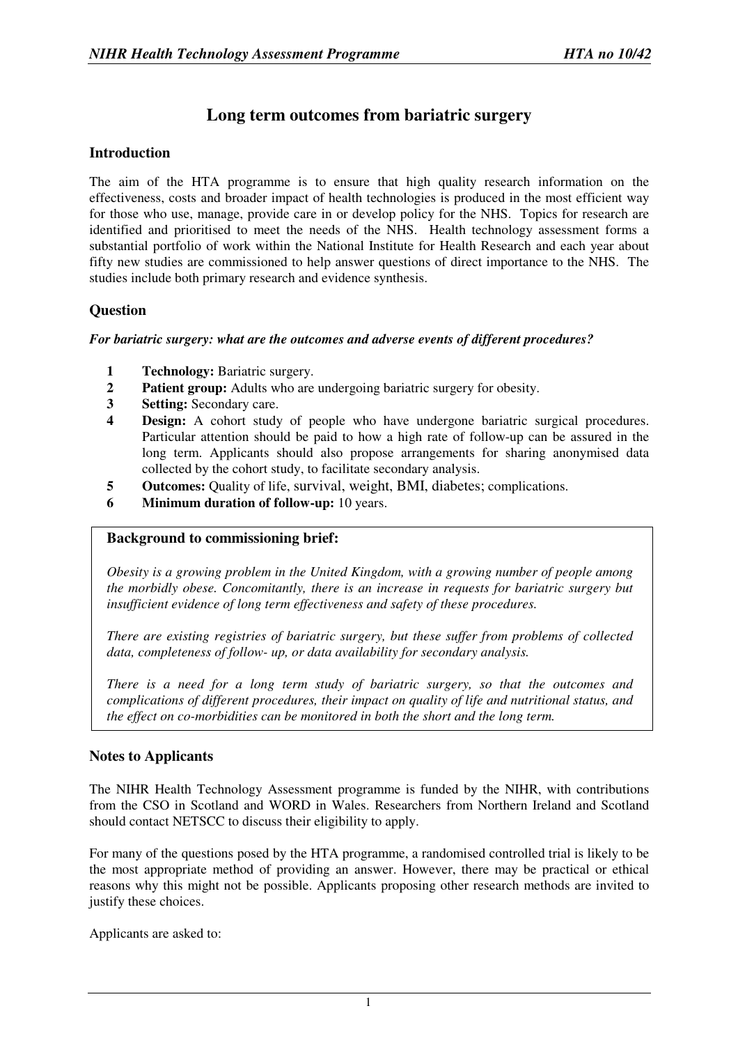# Long term outcomes from bariatric surgery

## Introduction

The aim of the HTA programme is to ensure that high quality research information on the effectiveness, costs and broader impact of health technologies is produced in the most efficient way for those who use, manage, provide care in or develop policy for the NHS. Topics for research are identified and prioritised to meet the needs of the NHS. Health technology assessment forms a substantial portfolio of work within the National Institute for Health Research and each year about fifty new studies are commissioned to help answer questions of direct importance to the NHS. The studies include both primary research and evidence synthesis.

## Question

***For bariatric surgery: what are the outcomes and adverse events of different procedures?***

1. **Technology:** Bariatric surgery.
2. **Patient group:** Adults who are undergoing bariatric surgery for obesity.
3. **Setting:** Secondary care.
4. **Design:** A cohort study of people who have undergone bariatric surgical procedures. Particular attention should be paid to how a high rate of follow-up can be assured in the long term. Applicants should also propose arrangements for sharing anonymised data collected by the cohort study, to facilitate secondary analysis.
5. **Outcomes:** Quality of life, survival, weight, BMI, diabetes; complications.
6. **Minimum duration of follow-up:** 10 years.

**Background to commissioning brief:**

*Obesity is a growing problem in the United Kingdom, with a growing number of people among the morbidly obese. Concomitantly, there is an increase in requests for bariatric surgery but insufficient evidence of long term effectiveness and safety of these procedures.*

*There are existing registries of bariatric surgery, but these suffer from problems of collected data, completeness of follow- up, or data availability for secondary analysis.*

*There is a need for a long term study of bariatric surgery, so that the outcomes and complications of different procedures, their impact on quality of life and nutritional status, and the effect on co-morbidities can be monitored in both the short and the long term.*

## Notes to Applicants

The NIHR Health Technology Assessment programme is funded by the NIHR, with contributions from the CSO in Scotland and WORD in Wales. Researchers from Northern Ireland and Scotland should contact NETSCC to discuss their eligibility to apply.

For many of the questions posed by the HTA programme, a randomised controlled trial is likely to be the most appropriate method of providing an answer. However, there may be practical or ethical reasons why this might not be possible. Applicants proposing other research methods are invited to justify these choices.

Applicants are asked to: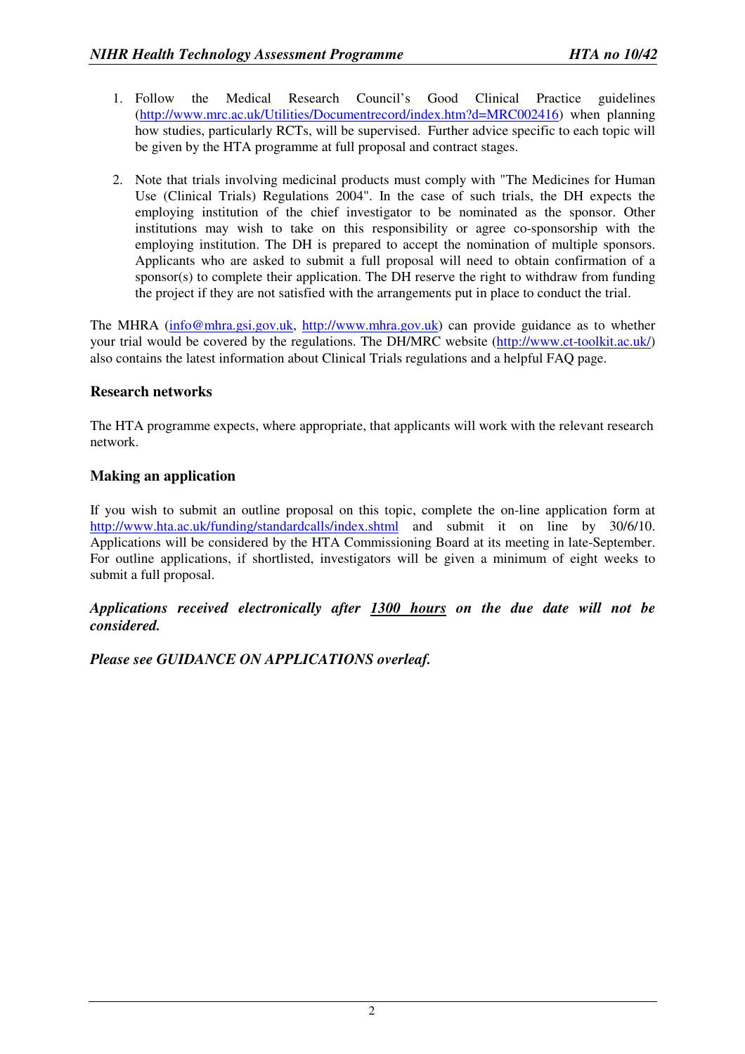1. Follow the Medical Research Council's Good Clinical Practice guidelines (http://www.mrc.ac.uk/Utilities/Documentrecord/index.htm?d=MRC002416) when planning how studies, particularly RCTs, will be supervised. Further advice specific to each topic will be given by the HTA programme at full proposal and contract stages.

2. Note that trials involving medicinal products must comply with "The Medicines for Human Use (Clinical Trials) Regulations 2004". In the case of such trials, the DH expects the employing institution of the chief investigator to be nominated as the sponsor. Other institutions may wish to take on this responsibility or agree co-sponsorship with the employing institution. The DH is prepared to accept the nomination of multiple sponsors. Applicants who are asked to submit a full proposal will need to obtain confirmation of a sponsor(s) to complete their application. The DH reserve the right to withdraw from funding the project if they are not satisfied with the arrangements put in place to conduct the trial.

The MHRA (info@mhra.gsi.gov.uk, http://www.mhra.gov.uk) can provide guidance as to whether your trial would be covered by the regulations. The DH/MRC website (http://www.ct-toolkit.ac.uk/) also contains the latest information about Clinical Trials regulations and a helpful FAQ page.

### Research networks

The HTA programme expects, where appropriate, that applicants will work with the relevant research network.

### Making an application

If you wish to submit an outline proposal on this topic, complete the on-line application form at http://www.hta.ac.uk/funding/standardcalls/index.shtml and submit it on line by 30/6/10. Applications will be considered by the HTA Commissioning Board at its meeting in late-September. For outline applications, if shortlisted, investigators will be given a minimum of eight weeks to submit a full proposal.

***Applications received electronically after 1300 hours on the due date will not be considered.***

***Please see GUIDANCE ON APPLICATIONS overleaf.***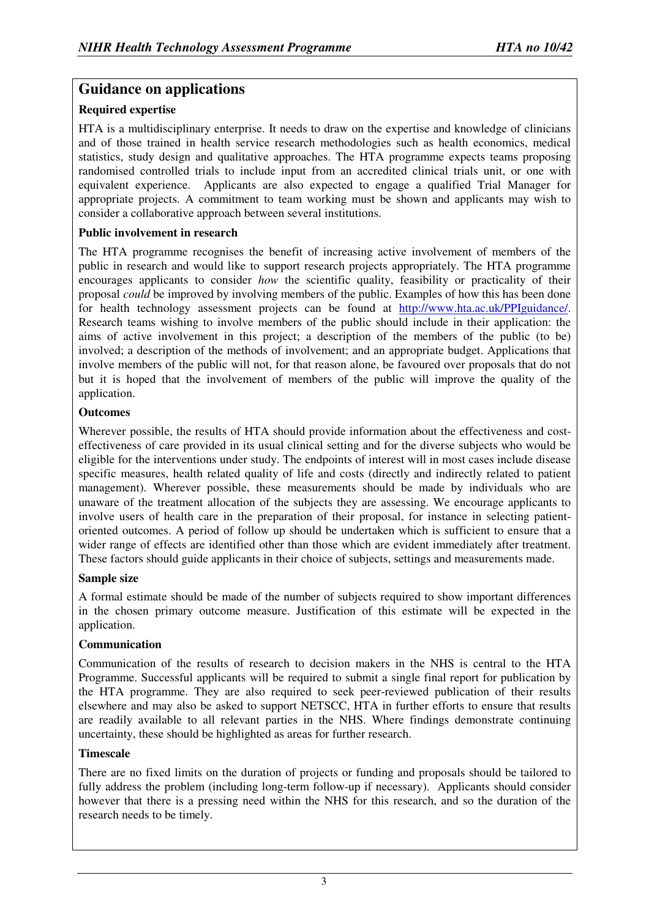## Guidance on applications

### Required expertise

HTA is a multidisciplinary enterprise. It needs to draw on the expertise and knowledge of clinicians and of those trained in health service research methodologies such as health economics, medical statistics, study design and qualitative approaches. The HTA programme expects teams proposing randomised controlled trials to include input from an accredited clinical trials unit, or one with equivalent experience. Applicants are also expected to engage a qualified Trial Manager for appropriate projects. A commitment to team working must be shown and applicants may wish to consider a collaborative approach between several institutions.

### Public involvement in research

The HTA programme recognises the benefit of increasing active involvement of members of the public in research and would like to support research projects appropriately. The HTA programme encourages applicants to consider *how* the scientific quality, feasibility or practicality of their proposal *could* be improved by involving members of the public. Examples of how this has been done for health technology assessment projects can be found at [http://www.hta.ac.uk/PPIguidance/](http://www.hta.ac.uk/PPIguidance/). Research teams wishing to involve members of the public should include in their application: the aims of active involvement in this project; a description of the members of the public (to be) involved; a description of the methods of involvement; and an appropriate budget. Applications that involve members of the public will not, for that reason alone, be favoured over proposals that do not but it is hoped that the involvement of members of the public will improve the quality of the application.

### Outcomes

Wherever possible, the results of HTA should provide information about the effectiveness and cost-effectiveness of care provided in its usual clinical setting and for the diverse subjects who would be eligible for the interventions under study. The endpoints of interest will in most cases include disease specific measures, health related quality of life and costs (directly and indirectly related to patient management). Wherever possible, these measurements should be made by individuals who are unaware of the treatment allocation of the subjects they are assessing. We encourage applicants to involve users of health care in the preparation of their proposal, for instance in selecting patient-oriented outcomes. A period of follow up should be undertaken which is sufficient to ensure that a wider range of effects are identified other than those which are evident immediately after treatment. These factors should guide applicants in their choice of subjects, settings and measurements made.

### Sample size

A formal estimate should be made of the number of subjects required to show important differences in the chosen primary outcome measure. Justification of this estimate will be expected in the application.

### Communication

Communication of the results of research to decision makers in the NHS is central to the HTA Programme. Successful applicants will be required to submit a single final report for publication by the HTA programme. They are also required to seek peer-reviewed publication of their results elsewhere and may also be asked to support NETSCC, HTA in further efforts to ensure that results are readily available to all relevant parties in the NHS. Where findings demonstrate continuing uncertainty, these should be highlighted as areas for further research.

### Timescale

There are no fixed limits on the duration of projects or funding and proposals should be tailored to fully address the problem (including long-term follow-up if necessary). Applicants should consider however that there is a pressing need within the NHS for this research, and so the duration of the research needs to be timely.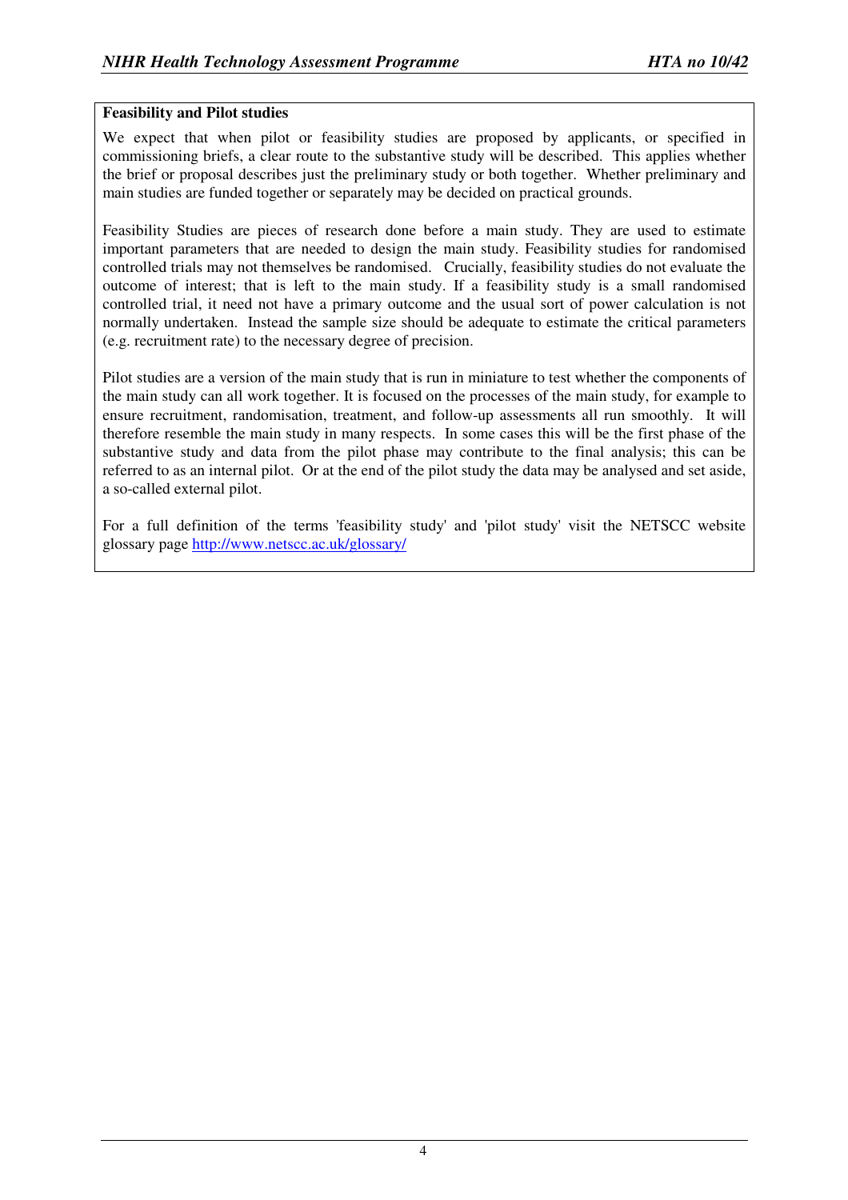**Feasibility and Pilot studies**

We expect that when pilot or feasibility studies are proposed by applicants, or specified in commissioning briefs, a clear route to the substantive study will be described. This applies whether the brief or proposal describes just the preliminary study or both together. Whether preliminary and main studies are funded together or separately may be decided on practical grounds.

Feasibility Studies are pieces of research done before a main study. They are used to estimate important parameters that are needed to design the main study. Feasibility studies for randomised controlled trials may not themselves be randomised. Crucially, feasibility studies do not evaluate the outcome of interest; that is left to the main study. If a feasibility study is a small randomised controlled trial, it need not have a primary outcome and the usual sort of power calculation is not normally undertaken. Instead the sample size should be adequate to estimate the critical parameters (e.g. recruitment rate) to the necessary degree of precision.

Pilot studies are a version of the main study that is run in miniature to test whether the components of the main study can all work together. It is focused on the processes of the main study, for example to ensure recruitment, randomisation, treatment, and follow-up assessments all run smoothly. It will therefore resemble the main study in many respects. In some cases this will be the first phase of the substantive study and data from the pilot phase may contribute to the final analysis; this can be referred to as an internal pilot. Or at the end of the pilot study the data may be analysed and set aside, a so-called external pilot.

For a full definition of the terms 'feasibility study' and 'pilot study' visit the NETSCC website glossary page http://www.netscc.ac.uk/glossary/